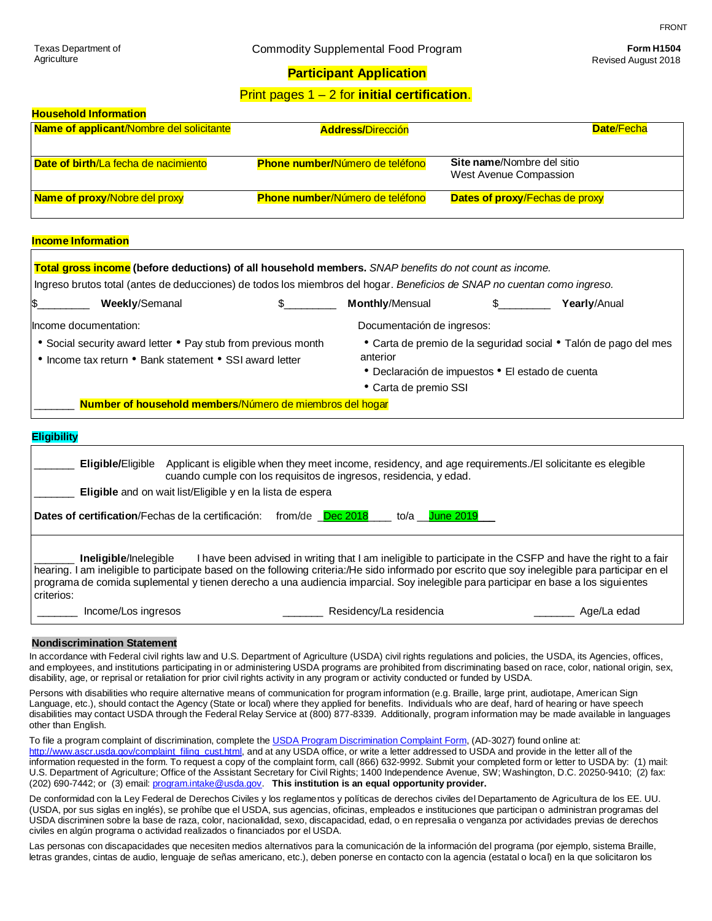FRONT

Texas Department of Agriculture

Commodity Supplemental Food Program

**Form H1504**
Revised August 2018

## Participant Application

Print pages 1 – 2 for **initial certification**.

### Household Information

| **Name of applicant**/Nombre del solicitante | **Address/**Dirección | **Date**/Fecha |
|---|---|---|
| **Date of birth**/La fecha de nacimiento | **Phone number/**Número de teléfono | **Site name**/Nombre del sitio West Avenue Compassion |
| **Name of proxy**/Nobre del proxy | **Phone number**/Número de teléfono | **Dates of proxy**/Fechas de proxy |

### Income Information

**Total gross income (before deductions) of all household members.** *SNAP benefits do not count as income.*

Ingreso brutos total (antes de deducciones) de todos los miembros del hogar. *Beneficios de SNAP no cuentan como ingreso.*

$_________ **Weekly**/Semanal $_________ **Monthly**/Mensual $_________ **Yearly**/Anual

Income documentation:

- Social security award letter
- Pay stub from previous month
- Income tax return
- Bank statement
- SSI award letter

Documentación de ingresos:

- Carta de premio de la seguridad social
- Talón de pago del mes anterior
- Declaración de impuestos
- El estado de cuenta
- Carta de premio SSI

_______ **Number of household members**/Número de miembros del hogar

### Eligibility

_______ **Eligible/**Eligible Applicant is eligible when they meet income, residency, and age requirements./El solicitante es elegible cuando cumple con los requisitos de ingresos, residencia, y edad.

_______ **Eligible** and on wait list/Eligible y en la lista de espera

**Dates of certification**/Fechas de la certificación: from/de _Dec 2018____ to/a __June 2019___

_______ **Ineligible**/Inelegible I have been advised in writing that I am ineligible to participate in the CSFP and have the right to a fair hearing. I am ineligible to participate based on the following criteria:/He sido informado por escrito que soy inelegible para participar en el programa de comida suplemental y tienen derecho a una audiencia imparcial. Soy inelegible para participar en base a los siguientes criterios:

_______ Income/Los ingresos _______ Residency/La residencia _______ Age/La edad

### Nondiscrimination Statement

In accordance with Federal civil rights law and U.S. Department of Agriculture (USDA) civil rights regulations and policies, the USDA, its Agencies, offices, and employees, and institutions participating in or administering USDA programs are prohibited from discriminating based on race, color, national origin, sex, disability, age, or reprisal or retaliation for prior civil rights activity in any program or activity conducted or funded by USDA.

Persons with disabilities who require alternative means of communication for program information (e.g. Braille, large print, audiotape, American Sign Language, etc.), should contact the Agency (State or local) where they applied for benefits. Individuals who are deaf, hard of hearing or have speech disabilities may contact USDA through the Federal Relay Service at (800) 877-8339. Additionally, program information may be made available in languages other than English.

To file a program complaint of discrimination, complete the USDA Program Discrimination Complaint Form, (AD-3027) found online at: http://www.ascr.usda.gov/complaint_filing_cust.html, and at any USDA office, or write a letter addressed to USDA and provide in the letter all of the information requested in the form. To request a copy of the complaint form, call (866) 632-9992. Submit your completed form or letter to USDA by: (1) mail: U.S. Department of Agriculture; Office of the Assistant Secretary for Civil Rights; 1400 Independence Avenue, SW; Washington, D.C. 20250-9410; (2) fax: (202) 690-7442; or (3) email: program.intake@usda.gov. **This institution is an equal opportunity provider.**

De conformidad con la Ley Federal de Derechos Civiles y los reglamentos y políticas de derechos civiles del Departamento de Agricultura de los EE. UU. (USDA, por sus siglas en inglés), se prohíbe que el USDA, sus agencias, oficinas, empleados e instituciones que participan o administran programas del USDA discriminen sobre la base de raza, color, nacionalidad, sexo, discapacidad, edad, o en represalia o venganza por actividades previas de derechos civiles en algún programa o actividad realizados o financiados por el USDA.

Las personas con discapacidades que necesiten medios alternativos para la comunicación de la información del programa (por ejemplo, sistema Braille, letras grandes, cintas de audio, lenguaje de señas americano, etc.), deben ponerse en contacto con la agencia (estatal o local) en la que solicitaron los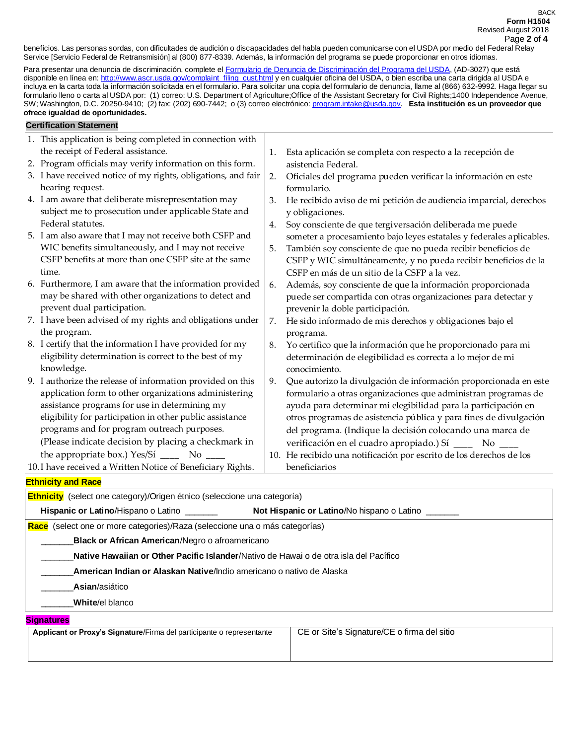beneficios. Las personas sordas, con dificultades de audición o discapacidades del habla pueden comunicarse con el USDA por medio del Federal Relay Service [Servicio Federal de Retransmisión] al (800) 877-8339. Además, la información del programa se puede proporcionar en otros idiomas.

Para presentar una denuncia de discriminación, complete el Formulario de Denuncia de Discriminación del Programa del USDA, (AD-3027) que está disponible en línea en: http://www.ascr.usda.gov/complaint_filing_cust.html y en cualquier oficina del USDA, o bien escriba una carta dirigida al USDA e incluya en la carta toda la información solicitada en el formulario. Para solicitar una copia del formulario de denuncia, llame al (866) 632-9992. Haga llegar su formulario lleno o carta al USDA por: (1) correo: U.S. Department of Agriculture;Office of the Assistant Secretary for Civil Rights;1400 Independence Avenue, SW; Washington, D.C. 20250-9410; (2) fax: (202) 690-7442; o (3) correo electrónico: program.intake@usda.gov. **Esta institución es un proveedor que ofrece igualdad de oportunidades.**

## Certification Statement

1. This application is being completed in connection with the receipt of Federal assistance.
2. Program officials may verify information on this form.
3. I have received notice of my rights, obligations, and fair hearing request.
4. I am aware that deliberate misrepresentation may subject me to prosecution under applicable State and Federal statutes.
5. I am also aware that I may not receive both CSFP and WIC benefits simultaneously, and I may not receive CSFP benefits at more than one CSFP site at the same time.
6. Furthermore, I am aware that the information provided may be shared with other organizations to detect and prevent dual participation.
7. I have been advised of my rights and obligations under the program.
8. I certify that the information I have provided for my eligibility determination is correct to the best of my knowledge.
9. I authorize the release of information provided on this application form to other organizations administering assistance programs for use in determining my eligibility for participation in other public assistance programs and for program outreach purposes. (Please indicate decision by placing a checkmark in the appropriate box.) Yes/Sí ____ No ____
10. I have received a Written Notice of Beneficiary Rights.

1. Esta aplicación se completa con respecto a la recepción de asistencia Federal.
2. Oficiales del programa pueden verificar la información en este formulario.
3. He recibido aviso de mi petición de audiencia imparcial, derechos y obligaciones.
4. Soy consciente de que tergiversación deliberada me puede someter a procesamiento bajo leyes estatales y federales aplicables.
5. También soy consciente de que no pueda recibir beneficios de CSFP y WIC simultáneamente, y no pueda recibir beneficios de la CSFP en más de un sitio de la CSFP a la vez.
6. Además, soy consciente de que la información proporcionada puede ser compartida con otras organizaciones para detectar y prevenir la doble participación.
7. He sido informado de mis derechos y obligaciones bajo el programa.
8. Yo certifico que la información que he proporcionado para mi determinación de elegibilidad es correcta a lo mejor de mi conocimiento.
9. Que autorizo la divulgación de información proporcionada en este formulario a otras organizaciones que administran programas de ayuda para determinar mi elegibilidad para la participación en otros programas de asistencia pública y para fines de divulgación del programa. (Indique la decisión colocando una marca de verificación en el cuadro apropiado.) Sí ____ No ____
10. He recibido una notificación por escrito de los derechos de los beneficiarios

## Ethnicity and Race

**Ethnicity** (select one category)/Origen étnico (seleccione una categoría)

**Hispanic or Latino**/Hispano o Latino _______ **Not Hispanic or Latino**/No hispano o Latino _______

**Race** (select one or more categories)/Raza (seleccione una o más categorías)

_______**Black or African American**/Negro o afroamericano

_______**Native Hawaiian or Other Pacific Islander**/Nativo de Hawai o de otra isla del Pacífico

_______**American Indian or Alaskan Native**/Indio americano o nativo de Alaska

_______**Asian**/asiático

_______**White**/el blanco

## Signatures

| **Applicant or Proxy's Signature**/Firma del participante o representante | CE or Site's Signature/CE o firma del sitio |
|---|---|
| | |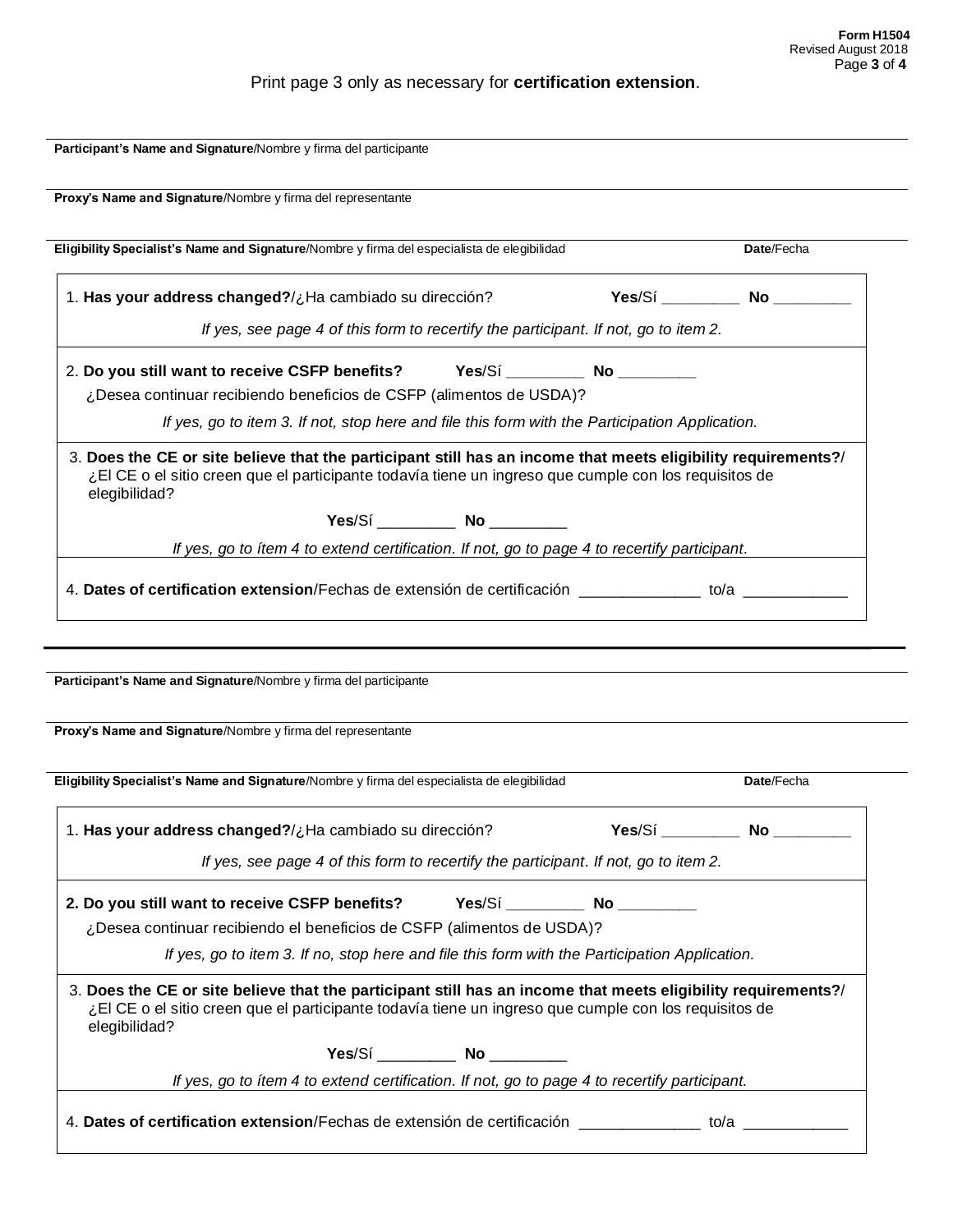Print page 3 only as necessary for **certification extension**.

**Participant's Name and Signature**/Nombre y firma del participante

**Proxy's Name and Signature**/Nombre y firma del representante

**Eligibility Specialist's Name and Signature**/Nombre y firma del especialista de elegibilidad **Date**/Fecha

1. **Has your address changed?**/¿Ha cambiado su dirección? **Yes**/Sí _________ **No** _________

   *If yes, see page 4 of this form to recertify the participant. If not, go to item 2.*

2. **Do you still want to receive CSFP benefits?** **Yes**/Sí _________ **No** _________

   ¿Desea continuar recibiendo beneficios de CSFP (alimentos de USDA)?

   *If yes, go to item 3. If not, stop here and file this form with the Participation Application.*

3. **Does the CE or site believe that the participant still has an income that meets eligibility requirements?**/ ¿El CE o el sitio creen que el participante todavía tiene un ingreso que cumple con los requisitos de elegibilidad?

   **Yes**/Sí _________ **No** _________

   *If yes, go to ítem 4 to extend certification. If not, go to page 4 to recertify participant.*

4. **Dates of certification extension**/Fechas de extensión de certificación ______________ to/a ____________

---

**Participant's Name and Signature**/Nombre y firma del participante

**Proxy's Name and Signature**/Nombre y firma del representante

**Eligibility Specialist's Name and Signature**/Nombre y firma del especialista de elegibilidad **Date**/Fecha

1. **Has your address changed?**/¿Ha cambiado su dirección? **Yes**/Sí _________ **No** _________

   *If yes, see page 4 of this form to recertify the participant. If not, go to item 2.*

2. **Do you still want to receive CSFP benefits?** **Yes**/Sí _________ **No** _________

   ¿Desea continuar recibiendo el beneficios de CSFP (alimentos de USDA)?

   *If yes, go to item 3. If no, stop here and file this form with the Participation Application.*

3. **Does the CE or site believe that the participant still has an income that meets eligibility requirements?**/ ¿El CE o el sitio creen que el participante todavía tiene un ingreso que cumple con los requisitos de elegibilidad?

   **Yes**/Sí _________ **No** _________

   *If yes, go to ítem 4 to extend certification. If not, go to page 4 to recertify participant.*

4. **Dates of certification extension**/Fechas de extensión de certificación ______________ to/a ____________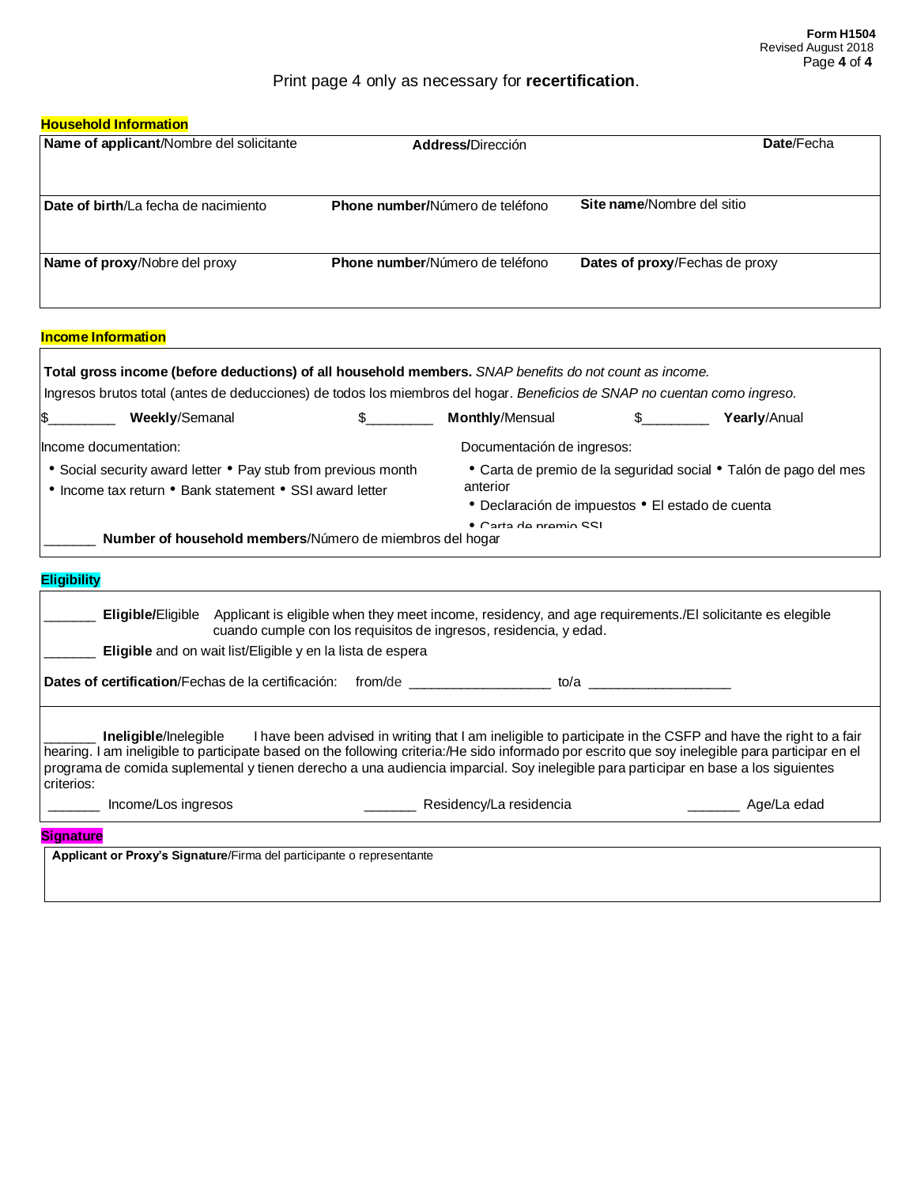Print page 4 only as necessary for **recertification**.

**Household Information**

| | | |
|---|---|---|
| **Name of applicant**/Nombre del solicitante | **Address/**Dirección | **Date**/Fecha |
| **Date of birth**/La fecha de nacimiento | **Phone number/**Número de teléfono | **Site name**/Nombre del sitio |
| **Name of proxy**/Nobre del proxy | **Phone number**/Número de teléfono | **Dates of proxy**/Fechas de proxy |

**Income Information**

**Total gross income (before deductions) of all household members.** *SNAP benefits do not count as income.*

Ingresos brutos total (antes de deducciones) de todos los miembros del hogar. *Beneficios de SNAP no cuentan como ingreso.*

$________ **Weekly**/Semanal $________ **Monthly**/Mensual $________ **Yearly**/Anual

Income documentation:

- Social security award letter
- Pay stub from previous month
- Income tax return
- Bank statement
- SSI award letter

Documentación de ingresos:

- Carta de premio de la seguridad social
- Talón de pago del mes anterior
- Declaración de impuestos
- El estado de cuenta
- Carta de premio SSI

_______ **Number of household members**/Número de miembros del hogar

**Eligibility**

_______ **Eligible/**Eligible Applicant is eligible when they meet income, residency, and age requirements./El solicitante es elegible cuando cumple con los requisitos de ingresos, residencia, y edad.

_______ **Eligible** and on wait list/Eligible y en la lista de espera

**Dates of certification**/Fechas de la certificación: from/de __________________ to/a __________________

_______ **Ineligible**/Inelegible I have been advised in writing that I am ineligible to participate in the CSFP and have the right to a fair hearing. I am ineligible to participate based on the following criteria:/He sido informado por escrito que soy inelegible para participar en el programa de comida suplemental y tienen derecho a una audiencia imparcial. Soy inelegible para participar en base a los siguientes criterios:

_______ Income/Los ingresos _______ Residency/La residencia _______ Age/La edad

**Signature**

**Applicant or Proxy's Signature**/Firma del participante o representante